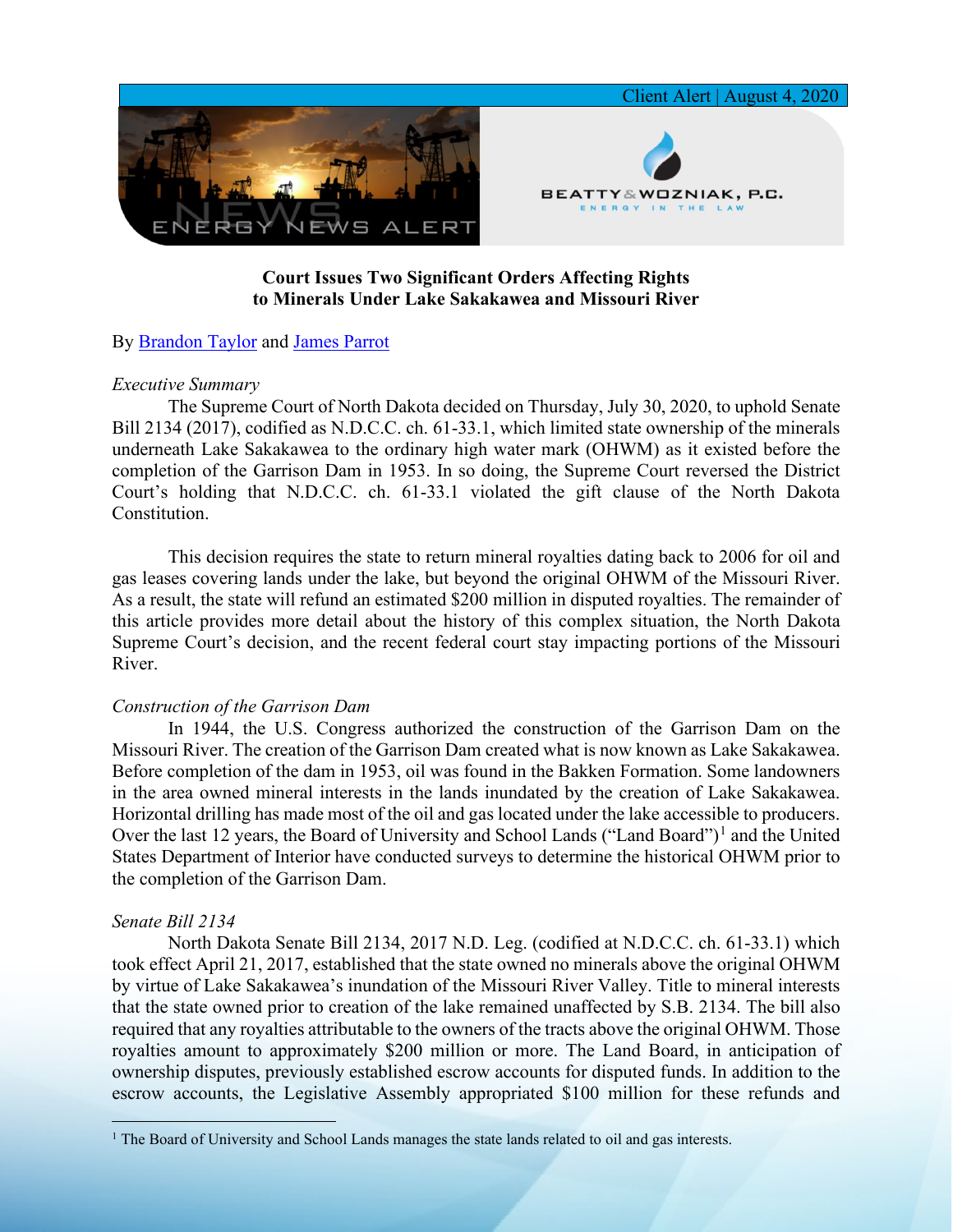Client Alert | August 4, 2020

**Court Issues Two Significant Orders Affecting Rights to Minerals Under Lake Sakakawea and Missouri River**

By Brandon Taylor and James Parrot

*Executive Summary*

The Supreme Court of North Dakota decided on Thursday, July 30, 2020, to uphold Senate Bill 2134 (2017), codified as N.D.C.C. ch. 61-33.1, which limited state ownership of the minerals underneath Lake Sakakawea to the ordinary high water mark (OHWM) as it existed before the completion of the Garrison Dam in 1953. In so doing, the Supreme Court reversed the District Court's holding that N.D.C.C. ch. 61-33.1 violated the gift clause of the North Dakota Constitution.

This decision requires the state to return mineral royalties dating back to 2006 for oil and gas leases covering lands under the lake, but beyond the original OHWM of the Missouri River. As a result, the state will refund an estimated $200 million in disputed royalties. The remainder of this article provides more detail about the history of this complex situation, the North Dakota Supreme Court's decision, and the recent federal court stay impacting portions of the Missouri River.

*Construction of the Garrison Dam*

In 1944, the U.S. Congress authorized the construction of the Garrison Dam on the Missouri River. The creation of the Garrison Dam created what is now known as Lake Sakakawea. Before completion of the dam in 1953, oil was found in the Bakken Formation. Some landowners in the area owned mineral interests in the lands inundated by the creation of Lake Sakakawea. Horizontal drilling has made most of the oil and gas located under the lake accessible to producers. Over the last 12 years, the Board of University and School Lands ("Land Board")[1] and the United States Department of Interior have conducted surveys to determine the historical OHWM prior to the completion of the Garrison Dam.

*Senate Bill 2134*

North Dakota Senate Bill 2134, 2017 N.D. Leg. (codified at N.D.C.C. ch. 61-33.1) which took effect April 21, 2017, established that the state owned no minerals above the original OHWM by virtue of Lake Sakakawea's inundation of the Missouri River Valley. Title to mineral interests that the state owned prior to creation of the lake remained unaffected by S.B. 2134. The bill also required that any royalties attributable to the owners of the tracts above the original OHWM. Those royalties amount to approximately $200 million or more. The Land Board, in anticipation of ownership disputes, previously established escrow accounts for disputed funds. In addition to the escrow accounts, the Legislative Assembly appropriated $100 million for these refunds and

[1] The Board of University and School Lands manages the state lands related to oil and gas interests.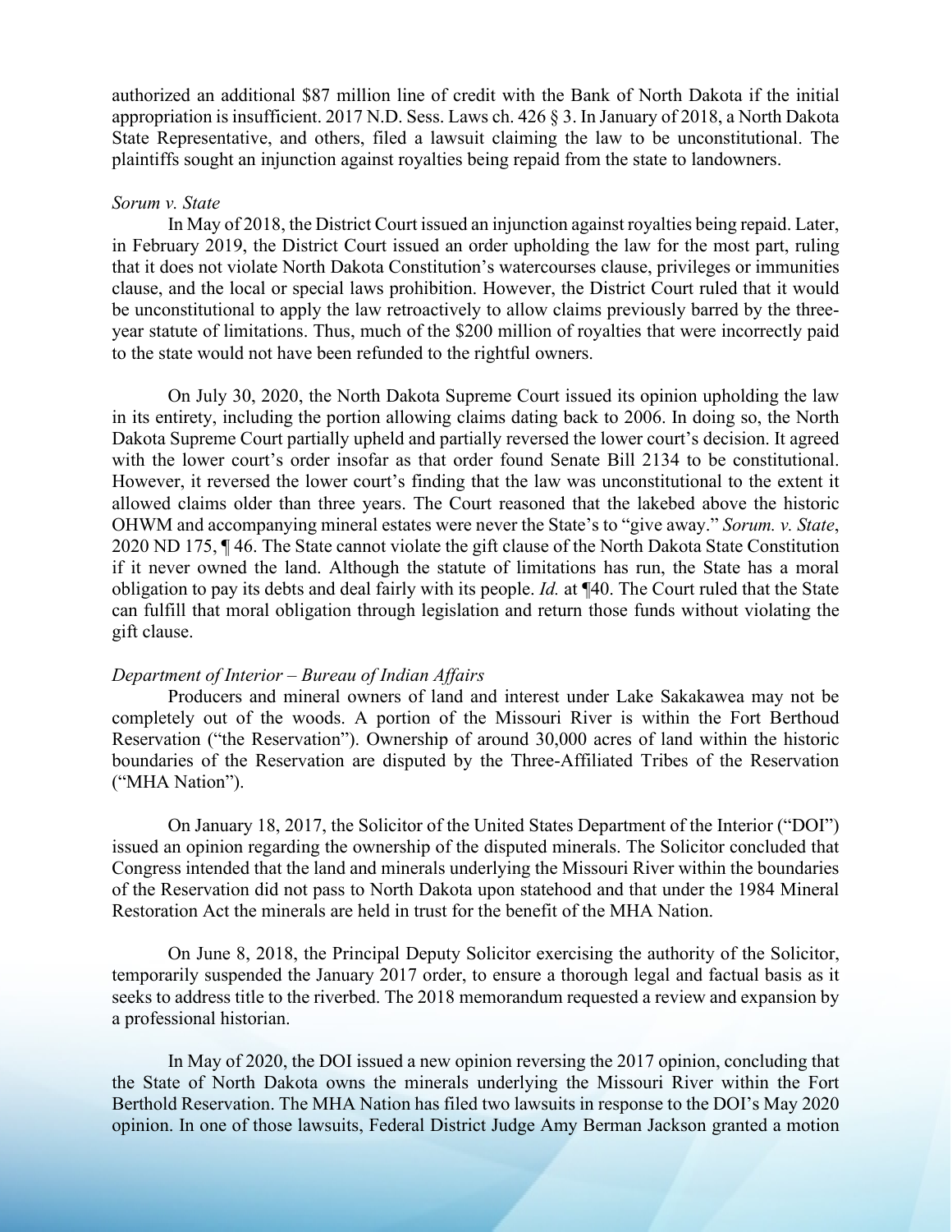authorized an additional $87 million line of credit with the Bank of North Dakota if the initial appropriation is insufficient. 2017 N.D. Sess. Laws ch. 426 § 3. In January of 2018, a North Dakota State Representative, and others, filed a lawsuit claiming the law to be unconstitutional. The plaintiffs sought an injunction against royalties being repaid from the state to landowners.

*Sorum v. State*

In May of 2018, the District Court issued an injunction against royalties being repaid. Later, in February 2019, the District Court issued an order upholding the law for the most part, ruling that it does not violate North Dakota Constitution's watercourses clause, privileges or immunities clause, and the local or special laws prohibition. However, the District Court ruled that it would be unconstitutional to apply the law retroactively to allow claims previously barred by the three-year statute of limitations. Thus, much of the $200 million of royalties that were incorrectly paid to the state would not have been refunded to the rightful owners.

On July 30, 2020, the North Dakota Supreme Court issued its opinion upholding the law in its entirety, including the portion allowing claims dating back to 2006. In doing so, the North Dakota Supreme Court partially upheld and partially reversed the lower court's decision. It agreed with the lower court's order insofar as that order found Senate Bill 2134 to be constitutional. However, it reversed the lower court's finding that the law was unconstitutional to the extent it allowed claims older than three years. The Court reasoned that the lakebed above the historic OHWM and accompanying mineral estates were never the State's to "give away." *Sorum. v. State*, 2020 ND 175, ¶ 46. The State cannot violate the gift clause of the North Dakota State Constitution if it never owned the land. Although the statute of limitations has run, the State has a moral obligation to pay its debts and deal fairly with its people. *Id.* at ¶40. The Court ruled that the State can fulfill that moral obligation through legislation and return those funds without violating the gift clause.

*Department of Interior – Bureau of Indian Affairs*

Producers and mineral owners of land and interest under Lake Sakakawea may not be completely out of the woods. A portion of the Missouri River is within the Fort Berthoud Reservation ("the Reservation"). Ownership of around 30,000 acres of land within the historic boundaries of the Reservation are disputed by the Three-Affiliated Tribes of the Reservation ("MHA Nation").

On January 18, 2017, the Solicitor of the United States Department of the Interior ("DOI") issued an opinion regarding the ownership of the disputed minerals. The Solicitor concluded that Congress intended that the land and minerals underlying the Missouri River within the boundaries of the Reservation did not pass to North Dakota upon statehood and that under the 1984 Mineral Restoration Act the minerals are held in trust for the benefit of the MHA Nation.

On June 8, 2018, the Principal Deputy Solicitor exercising the authority of the Solicitor, temporarily suspended the January 2017 order, to ensure a thorough legal and factual basis as it seeks to address title to the riverbed. The 2018 memorandum requested a review and expansion by a professional historian.

In May of 2020, the DOI issued a new opinion reversing the 2017 opinion, concluding that the State of North Dakota owns the minerals underlying the Missouri River within the Fort Berthold Reservation. The MHA Nation has filed two lawsuits in response to the DOI's May 2020 opinion. In one of those lawsuits, Federal District Judge Amy Berman Jackson granted a motion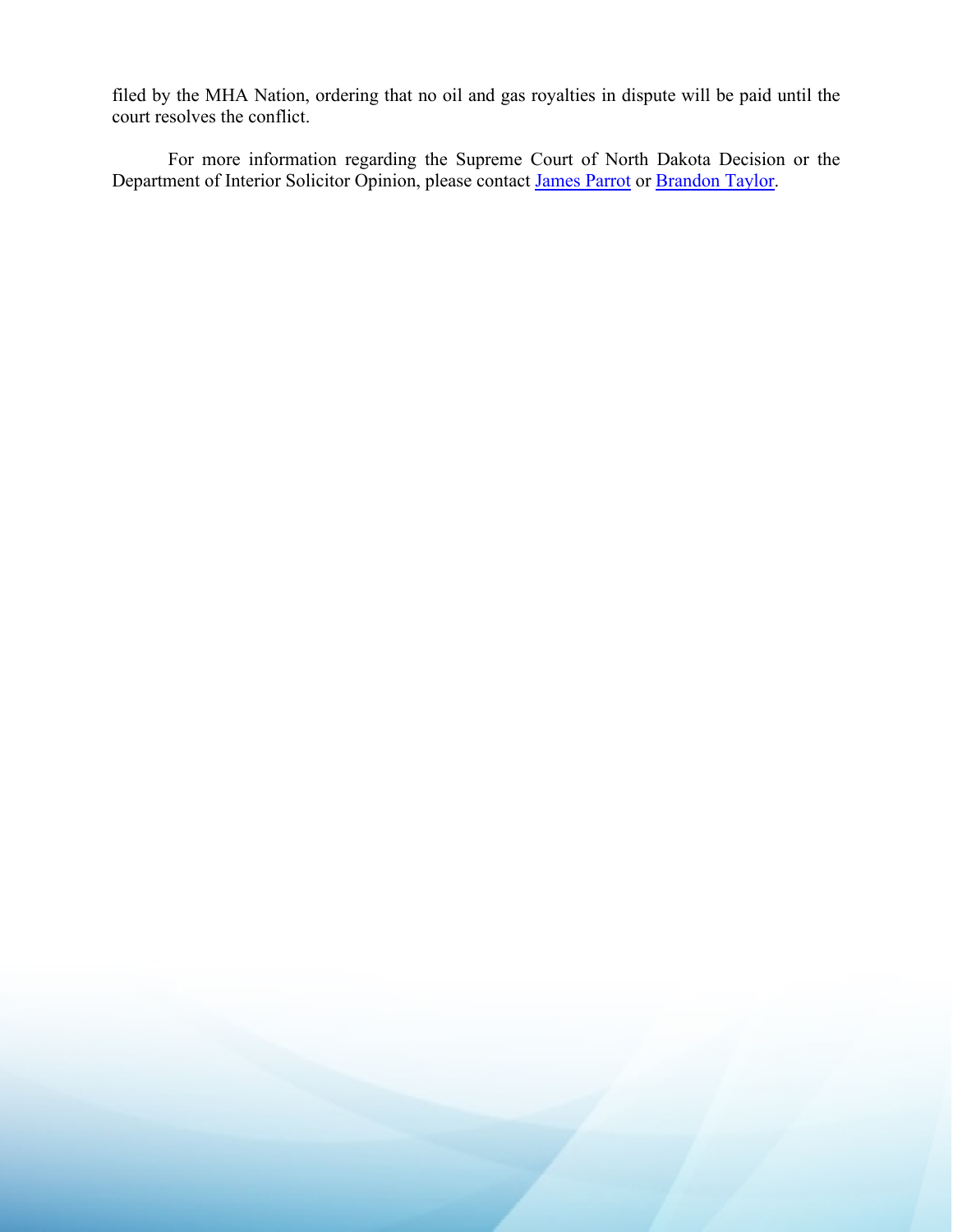filed by the MHA Nation, ordering that no oil and gas royalties in dispute will be paid until the court resolves the conflict.

For more information regarding the Supreme Court of North Dakota Decision or the Department of Interior Solicitor Opinion, please contact James Parrot or Brandon Taylor.